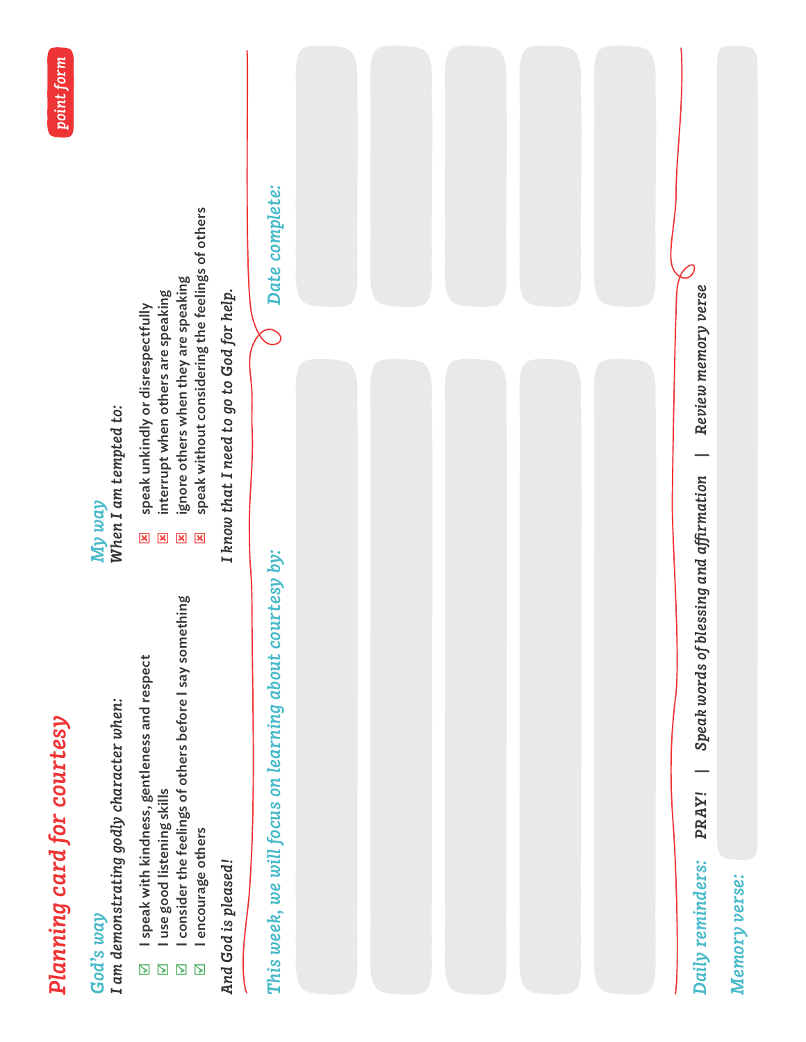point form

# Planning card for courtesy

## God's way

*I am demonstrating godly character when:*

- ☑ I speak with kindness, gentleness and respect
- ☑ I use good listening skills
- ☑ I consider the feelings of others before I say something
- ☑ I encourage others

*And God is pleased!*

## My way

*When I am tempted to:*

- ☒ speak unkindly or disrespectfully
- ☒ interrupt when others are speaking
- ☒ ignore others when they are speaking
- ☒ speak without considering the feelings of others

*I know that I need to go to God for help.*

| *This week, we will focus on learning about courtesy by:* | *Date complete:* |
| --- | --- |
| | |
| | |
| | |
| | |
| | |

*Daily reminders:* **PRAY!** | *Speak words of blessing and affirmation* | *Review memory verse*

*Memory verse:*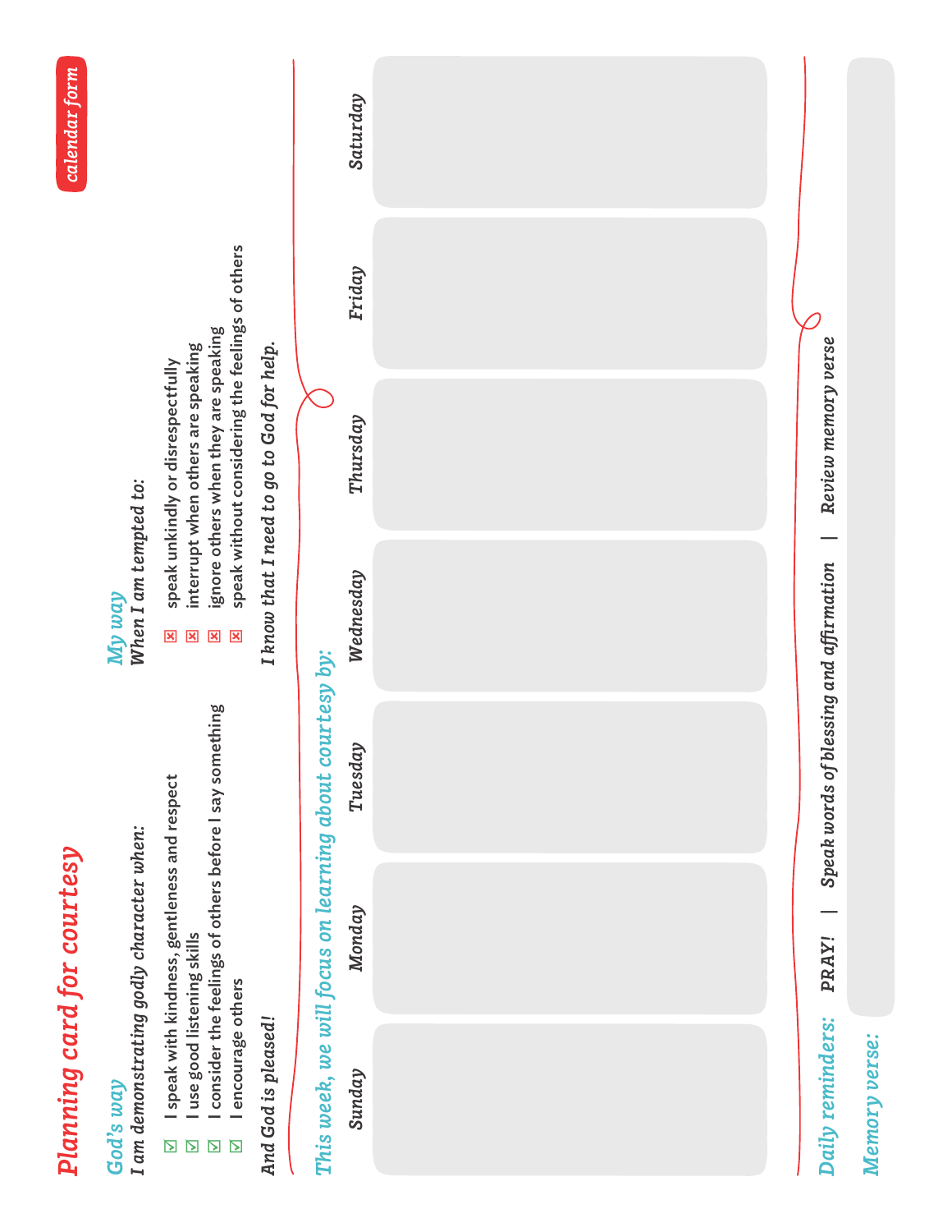calendar form

# Planning card for courtesy

## God's way

*I am demonstrating godly character when:*

- ☑ I speak with kindness, gentleness and respect
- ☑ I use good listening skills
- ☑ I consider the feelings of others before I say something
- ☑ I encourage others

***And God is pleased!***

## My way

*When I am tempted to:*

- ☒ speak unkindly or disrespectfully
- ☒ interrupt when others are speaking
- ☒ ignore others when they are speaking
- ☒ speak without considering the feelings of others

***I know that I need to go to God for help.***

## This week, we will focus on learning about courtesy by:

| Sunday | Monday | Tuesday | Wednesday | Thursday | Friday | Saturday |
|---|---|---|---|---|---|---|
| | | | | | | |

**Daily reminders:** *PRAY!* | *Speak words of blessing and affirmation* | *Review memory verse*

**Memory verse:**